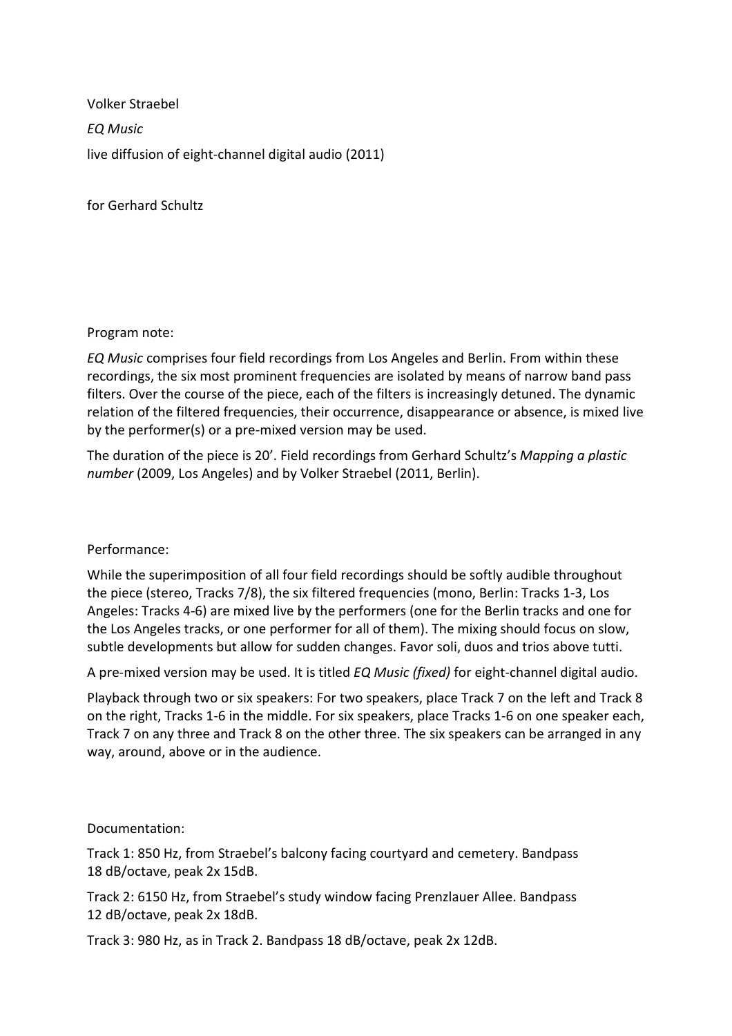Volker Straebel

*EQ Music*

live diffusion of eight-channel digital audio (2011)

for Gerhard Schultz

Program note:

*EQ Music* comprises four field recordings from Los Angeles and Berlin. From within these recordings, the six most prominent frequencies are isolated by means of narrow band pass filters. Over the course of the piece, each of the filters is increasingly detuned. The dynamic relation of the filtered frequencies, their occurrence, disappearance or absence, is mixed live by the performer(s) or a pre-mixed version may be used.

The duration of the piece is 20'. Field recordings from Gerhard Schultz's *Mapping a plastic number* (2009, Los Angeles) and by Volker Straebel (2011, Berlin).

Performance:

While the superimposition of all four field recordings should be softly audible throughout the piece (stereo, Tracks 7/8), the six filtered frequencies (mono, Berlin: Tracks 1-3, Los Angeles: Tracks 4-6) are mixed live by the performers (one for the Berlin tracks and one for the Los Angeles tracks, or one performer for all of them). The mixing should focus on slow, subtle developments but allow for sudden changes. Favor soli, duos and trios above tutti.

A pre-mixed version may be used. It is titled *EQ Music (fixed)* for eight-channel digital audio.

Playback through two or six speakers: For two speakers, place Track 7 on the left and Track 8 on the right, Tracks 1-6 in the middle. For six speakers, place Tracks 1-6 on one speaker each, Track 7 on any three and Track 8 on the other three. The six speakers can be arranged in any way, around, above or in the audience.

Documentation:

Track 1: 850 Hz, from Straebel's balcony facing courtyard and cemetery. Bandpass 18 dB/octave, peak 2x 15dB.

Track 2: 6150 Hz, from Straebel's study window facing Prenzlauer Allee. Bandpass 12 dB/octave, peak 2x 18dB.

Track 3: 980 Hz, as in Track 2. Bandpass 18 dB/octave, peak 2x 12dB.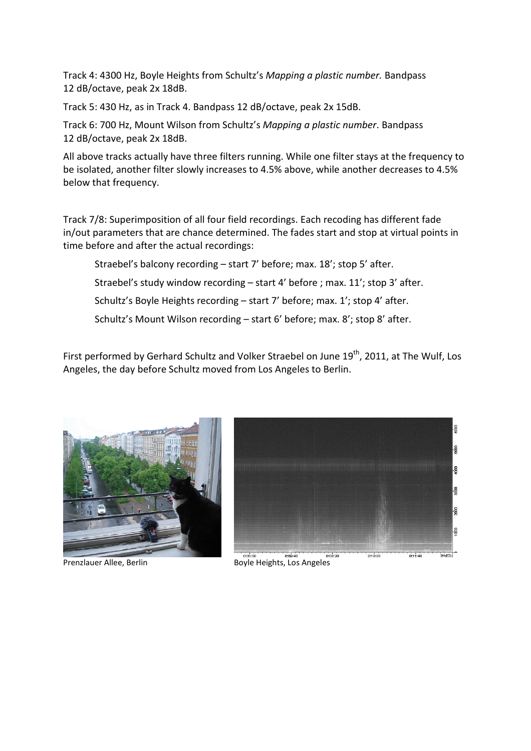Track 4: 4300 Hz, Boyle Heights from Schultz's *Mapping a plastic number.* Bandpass 12 dB/octave, peak 2x 18dB.

Track 5: 430 Hz, as in Track 4. Bandpass 12 dB/octave, peak 2x 15dB.

Track 6: 700 Hz, Mount Wilson from Schultz's *Mapping a plastic number*. Bandpass 12 dB/octave, peak 2x 18dB.

All above tracks actually have three filters running. While one filter stays at the frequency to be isolated, another filter slowly increases to 4.5% above, while another decreases to 4.5% below that frequency.

Track 7/8: Superimposition of all four field recordings. Each recoding has different fade in/out parameters that are chance determined. The fades start and stop at virtual points in time before and after the actual recordings:

Straebel's balcony recording – start 7' before; max. 18'; stop 5' after.

Straebel's study window recording – start 4' before ; max. 11'; stop 3' after.

Schultz's Boyle Heights recording – start 7' before; max. 1'; stop 4' after.

Schultz's Mount Wilson recording – start 6' before; max. 8'; stop 8' after.

First performed by Gerhard Schultz and Volker Straebel on June 19th, 2011, at The Wulf, Los Angeles, the day before Schultz moved from Los Angeles to Berlin.

Prenzlauer Allee, Berlin

Boyle Heights, Los Angeles